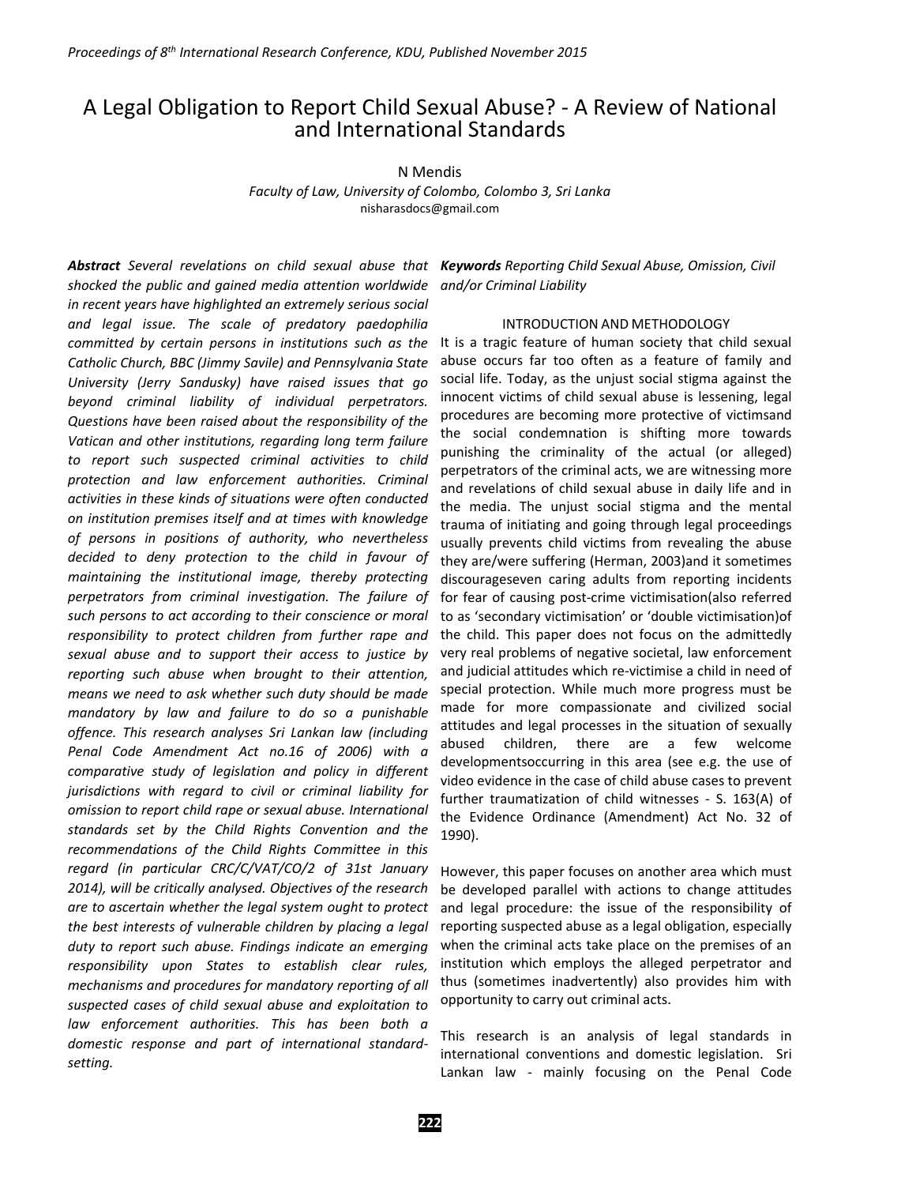# A Legal Obligation to Report Child Sexual Abuse? - A Review of National and International Standards

N Mendis

*Faculty of Law, University of Colombo, Colombo 3, Sri Lanka*

nisharasdocs@gmail.com

***Abstract*** *Several revelations on child sexual abuse that shocked the public and gained media attention worldwide in recent years have highlighted an extremely serious social and legal issue. The scale of predatory paedophilia committed by certain persons in institutions such as the Catholic Church, BBC (Jimmy Savile) and Pennsylvania State University (Jerry Sandusky) have raised issues that go beyond criminal liability of individual perpetrators. Questions have been raised about the responsibility of the Vatican and other institutions, regarding long term failure to report such suspected criminal activities to child protection and law enforcement authorities. Criminal activities in these kinds of situations were often conducted on institution premises itself and at times with knowledge of persons in positions of authority, who nevertheless decided to deny protection to the child in favour of maintaining the institutional image, thereby protecting perpetrators from criminal investigation. The failure of such persons to act according to their conscience or moral responsibility to protect children from further rape and sexual abuse and to support their access to justice by reporting such abuse when brought to their attention, means we need to ask whether such duty should be made mandatory by law and failure to do so a punishable offence. This research analyses Sri Lankan law (including Penal Code Amendment Act no.16 of 2006) with a comparative study of legislation and policy in different jurisdictions with regard to civil or criminal liability for omission to report child rape or sexual abuse. International standards set by the Child Rights Convention and the recommendations of the Child Rights Committee in this regard (in particular CRC/C/VAT/CO/2 of 31st January 2014), will be critically analysed. Objectives of the research are to ascertain whether the legal system ought to protect the best interests of vulnerable children by placing a legal duty to report such abuse. Findings indicate an emerging responsibility upon States to establish clear rules, mechanisms and procedures for mandatory reporting of all suspected cases of child sexual abuse and exploitation to law enforcement authorities. This has been both a domestic response and part of international standard-setting.*

***Keywords*** *Reporting Child Sexual Abuse, Omission, Civil and/or Criminal Liability*

## INTRODUCTION AND METHODOLOGY

It is a tragic feature of human society that child sexual abuse occurs far too often as a feature of family and social life. Today, as the unjust social stigma against the innocent victims of child sexual abuse is lessening, legal procedures are becoming more protective of victimsand the social condemnation is shifting more towards punishing the criminality of the actual (or alleged) perpetrators of the criminal acts, we are witnessing more and revelations of child sexual abuse in daily life and in the media. The unjust social stigma and the mental trauma of initiating and going through legal proceedings usually prevents child victims from revealing the abuse they are/were suffering (Herman, 2003)and it sometimes discourageseven caring adults from reporting incidents for fear of causing post-crime victimisation(also referred to as 'secondary victimisation' or 'double victimisation)of the child. This paper does not focus on the admittedly very real problems of negative societal, law enforcement and judicial attitudes which re-victimise a child in need of special protection. While much more progress must be made for more compassionate and civilized social attitudes and legal processes in the situation of sexually abused children, there are a few welcome developmentsoccurring in this area (see e.g. the use of video evidence in the case of child abuse cases to prevent further traumatization of child witnesses - S. 163(A) of the Evidence Ordinance (Amendment) Act No. 32 of 1990).

However, this paper focuses on another area which must be developed parallel with actions to change attitudes and legal procedure: the issue of the responsibility of reporting suspected abuse as a legal obligation, especially when the criminal acts take place on the premises of an institution which employs the alleged perpetrator and thus (sometimes inadvertently) also provides him with opportunity to carry out criminal acts.

This research is an analysis of legal standards in international conventions and domestic legislation. Sri Lankan law - mainly focusing on the Penal Code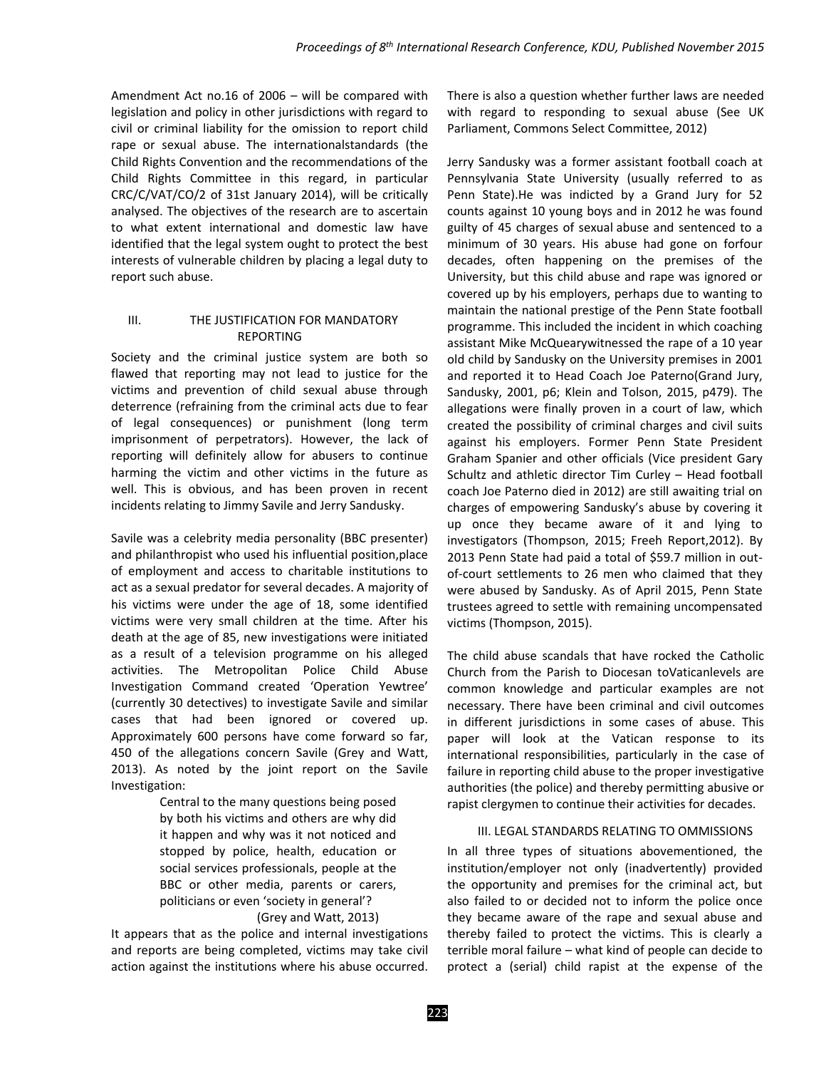Amendment Act no.16 of 2006 – will be compared with legislation and policy in other jurisdictions with regard to civil or criminal liability for the omission to report child rape or sexual abuse. The internationalstandards (the Child Rights Convention and the recommendations of the Child Rights Committee in this regard, in particular CRC/C/VAT/CO/2 of 31st January 2014), will be critically analysed. The objectives of the research are to ascertain to what extent international and domestic law have identified that the legal system ought to protect the best interests of vulnerable children by placing a legal duty to report such abuse.

## III. THE JUSTIFICATION FOR MANDATORY REPORTING

Society and the criminal justice system are both so flawed that reporting may not lead to justice for the victims and prevention of child sexual abuse through deterrence (refraining from the criminal acts due to fear of legal consequences) or punishment (long term imprisonment of perpetrators). However, the lack of reporting will definitely allow for abusers to continue harming the victim and other victims in the future as well. This is obvious, and has been proven in recent incidents relating to Jimmy Savile and Jerry Sandusky.

Savile was a celebrity media personality (BBC presenter) and philanthropist who used his influential position,place of employment and access to charitable institutions to act as a sexual predator for several decades. A majority of his victims were under the age of 18, some identified victims were very small children at the time. After his death at the age of 85, new investigations were initiated as a result of a television programme on his alleged activities. The Metropolitan Police Child Abuse Investigation Command created 'Operation Yewtree' (currently 30 detectives) to investigate Savile and similar cases that had been ignored or covered up. Approximately 600 persons have come forward so far, 450 of the allegations concern Savile (Grey and Watt, 2013). As noted by the joint report on the Savile Investigation:

> Central to the many questions being posed by both his victims and others are why did it happen and why was it not noticed and stopped by police, health, education or social services professionals, people at the BBC or other media, parents or carers, politicians or even 'society in general'?
>
> (Grey and Watt, 2013)

It appears that as the police and internal investigations and reports are being completed, victims may take civil action against the institutions where his abuse occurred. There is also a question whether further laws are needed with regard to responding to sexual abuse (See UK Parliament, Commons Select Committee, 2012)

Jerry Sandusky was a former assistant football coach at Pennsylvania State University (usually referred to as Penn State).He was indicted by a Grand Jury for 52 counts against 10 young boys and in 2012 he was found guilty of 45 charges of sexual abuse and sentenced to a minimum of 30 years. His abuse had gone on forfour decades, often happening on the premises of the University, but this child abuse and rape was ignored or covered up by his employers, perhaps due to wanting to maintain the national prestige of the Penn State football programme. This included the incident in which coaching assistant Mike McQuearywitnessed the rape of a 10 year old child by Sandusky on the University premises in 2001 and reported it to Head Coach Joe Paterno(Grand Jury, Sandusky, 2001, p6; Klein and Tolson, 2015, p479). The allegations were finally proven in a court of law, which created the possibility of criminal charges and civil suits against his employers. Former Penn State President Graham Spanier and other officials (Vice president Gary Schultz and athletic director Tim Curley – Head football coach Joe Paterno died in 2012) are still awaiting trial on charges of empowering Sandusky's abuse by covering it up once they became aware of it and lying to investigators (Thompson, 2015; Freeh Report,2012). By 2013 Penn State had paid a total of $59.7 million in out-of-court settlements to 26 men who claimed that they were abused by Sandusky. As of April 2015, Penn State trustees agreed to settle with remaining uncompensated victims (Thompson, 2015).

The child abuse scandals that have rocked the Catholic Church from the Parish to Diocesan toVaticanlevels are common knowledge and particular examples are not necessary. There have been criminal and civil outcomes in different jurisdictions in some cases of abuse. This paper will look at the Vatican response to its international responsibilities, particularly in the case of failure in reporting child abuse to the proper investigative authorities (the police) and thereby permitting abusive or rapist clergymen to continue their activities for decades.

## III. LEGAL STANDARDS RELATING TO OMMISSIONS

In all three types of situations abovementioned, the institution/employer not only (inadvertently) provided the opportunity and premises for the criminal act, but also failed to or decided not to inform the police once they became aware of the rape and sexual abuse and thereby failed to protect the victims. This is clearly a terrible moral failure – what kind of people can decide to protect a (serial) child rapist at the expense of the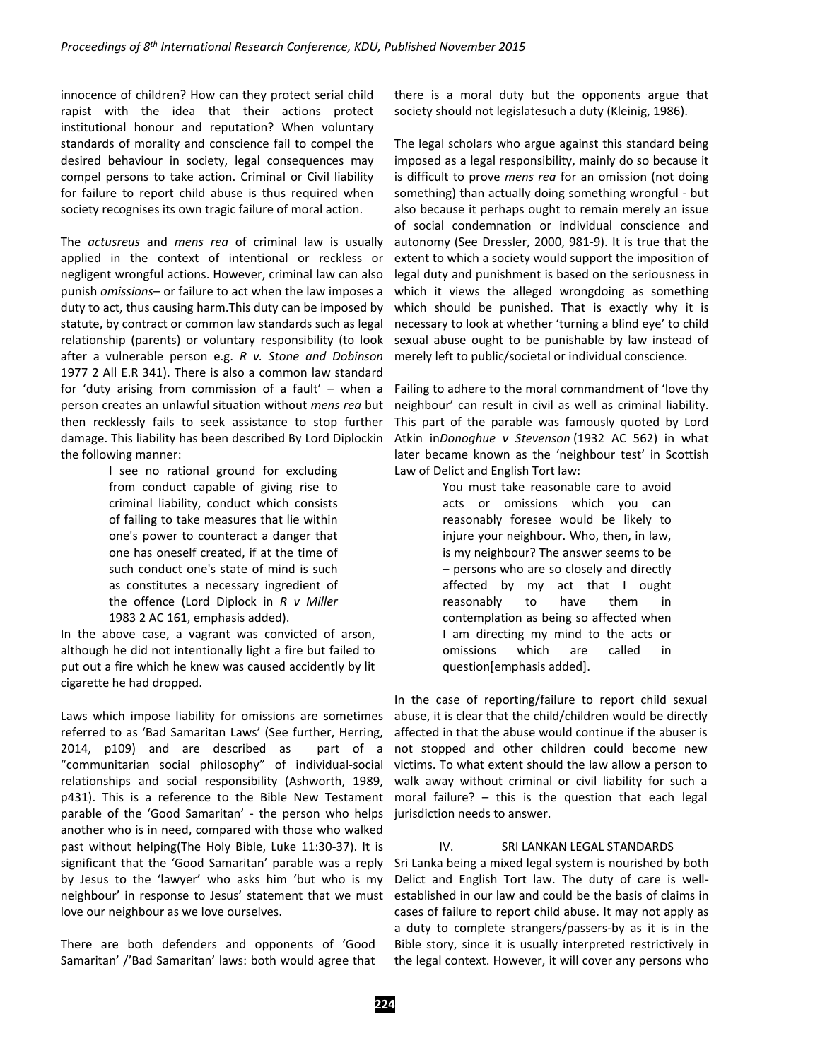innocence of children? How can they protect serial child rapist with the idea that their actions protect institutional honour and reputation? When voluntary standards of morality and conscience fail to compel the desired behaviour in society, legal consequences may compel persons to take action. Criminal or Civil liability for failure to report child abuse is thus required when society recognises its own tragic failure of moral action.

The *actusreus* and *mens rea* of criminal law is usually applied in the context of intentional or reckless or negligent wrongful actions. However, criminal law can also punish *omissions*– or failure to act when the law imposes a duty to act, thus causing harm.This duty can be imposed by statute, by contract or common law standards such as legal relationship (parents) or voluntary responsibility (to look after a vulnerable person e.g. *R v. Stone and Dobinson* 1977 2 All E.R 341). There is also a common law standard for 'duty arising from commission of a fault' – when a person creates an unlawful situation without *mens rea* but then recklessly fails to seek assistance to stop further damage. This liability has been described By Lord Diplockin the following manner:

> I see no rational ground for excluding from conduct capable of giving rise to criminal liability, conduct which consists of failing to take measures that lie within one's power to counteract a danger that one has oneself created, if at the time of such conduct one's state of mind is such as constitutes a necessary ingredient of the offence (Lord Diplock in *R v Miller* 1983 2 AC 161, emphasis added).

In the above case, a vagrant was convicted of arson, although he did not intentionally light a fire but failed to put out a fire which he knew was caused accidently by lit cigarette he had dropped.

Laws which impose liability for omissions are sometimes referred to as 'Bad Samaritan Laws' (See further, Herring, 2014, p109) and are described as part of a "communitarian social philosophy" of individual-social relationships and social responsibility (Ashworth, 1989, p431). This is a reference to the Bible New Testament parable of the 'Good Samaritan' - the person who helps another who is in need, compared with those who walked past without helping(The Holy Bible, Luke 11:30-37). It is significant that the 'Good Samaritan' parable was a reply by Jesus to the 'lawyer' who asks him 'but who is my neighbour' in response to Jesus' statement that we must love our neighbour as we love ourselves.

There are both defenders and opponents of 'Good Samaritan' /'Bad Samaritan' laws: both would agree that there is a moral duty but the opponents argue that society should not legislatesuch a duty (Kleinig, 1986).

The legal scholars who argue against this standard being imposed as a legal responsibility, mainly do so because it is difficult to prove *mens rea* for an omission (not doing something) than actually doing something wrongful - but also because it perhaps ought to remain merely an issue of social condemnation or individual conscience and autonomy (See Dressler, 2000, 981-9). It is true that the extent to which a society would support the imposition of legal duty and punishment is based on the seriousness in which it views the alleged wrongdoing as something which should be punished. That is exactly why it is necessary to look at whether 'turning a blind eye' to child sexual abuse ought to be punishable by law instead of merely left to public/societal or individual conscience.

Failing to adhere to the moral commandment of 'love thy neighbour' can result in civil as well as criminal liability. This part of the parable was famously quoted by Lord Atkin in*Donoghue v Stevenson* (1932 AC 562) in what later became known as the 'neighbour test' in Scottish Law of Delict and English Tort law:

> You must take reasonable care to avoid acts or omissions which you can reasonably foresee would be likely to injure your neighbour. Who, then, in law, is my neighbour? The answer seems to be – persons who are so closely and directly affected by my act that I ought reasonably to have them in contemplation as being so affected when I am directing my mind to the acts or omissions which are called in question[emphasis added].

In the case of reporting/failure to report child sexual abuse, it is clear that the child/children would be directly affected in that the abuse would continue if the abuser is not stopped and other children could become new victims. To what extent should the law allow a person to walk away without criminal or civil liability for such a moral failure? – this is the question that each legal jurisdiction needs to answer.

## IV. SRI LANKAN LEGAL STANDARDS

Sri Lanka being a mixed legal system is nourished by both Delict and English Tort law. The duty of care is well-established in our law and could be the basis of claims in cases of failure to report child abuse. It may not apply as a duty to complete strangers/passers-by as it is in the Bible story, since it is usually interpreted restrictively in the legal context. However, it will cover any persons who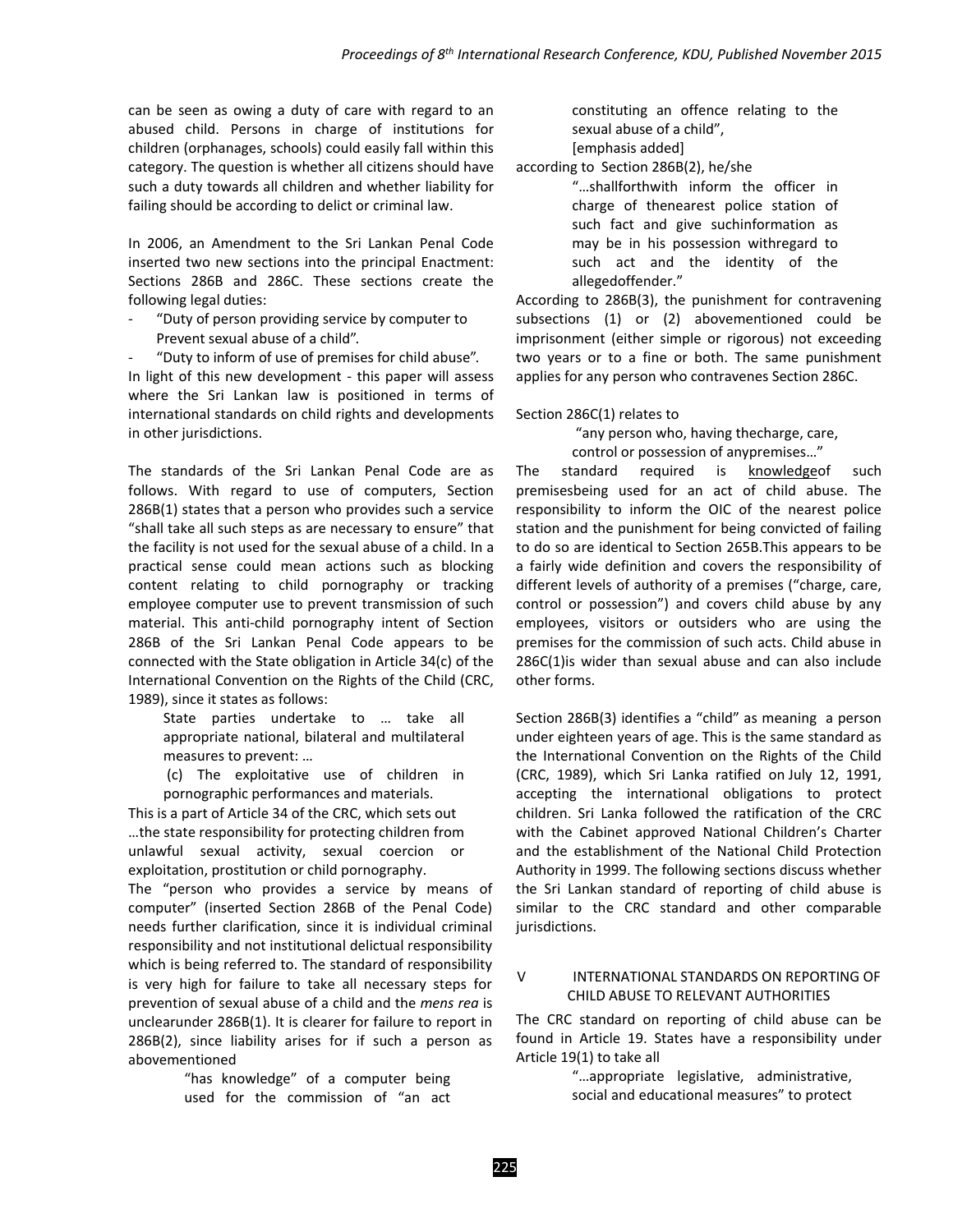can be seen as owing a duty of care with regard to an abused child. Persons in charge of institutions for children (orphanages, schools) could easily fall within this category. The question is whether all citizens should have such a duty towards all children and whether liability for failing should be according to delict or criminal law.

In 2006, an Amendment to the Sri Lankan Penal Code inserted two new sections into the principal Enactment: Sections 286B and 286C. These sections create the following legal duties:

- "Duty of person providing service by computer to Prevent sexual abuse of a child".
- "Duty to inform of use of premises for child abuse".

In light of this new development - this paper will assess where the Sri Lankan law is positioned in terms of international standards on child rights and developments in other jurisdictions.

The standards of the Sri Lankan Penal Code are as follows. With regard to use of computers, Section 286B(1) states that a person who provides such a service "shall take all such steps as are necessary to ensure" that the facility is not used for the sexual abuse of a child. In a practical sense could mean actions such as blocking content relating to child pornography or tracking employee computer use to prevent transmission of such material. This anti-child pornography intent of Section 286B of the Sri Lankan Penal Code appears to be connected with the State obligation in Article 34(c) of the International Convention on the Rights of the Child (CRC, 1989), since it states as follows:

> State parties undertake to … take all appropriate national, bilateral and multilateral measures to prevent: …
>
> (c) The exploitative use of children in pornographic performances and materials.

This is a part of Article 34 of the CRC, which sets out …the state responsibility for protecting children from unlawful sexual activity, sexual coercion or exploitation, prostitution or child pornography.

The "person who provides a service by means of computer" (inserted Section 286B of the Penal Code) needs further clarification, since it is individual criminal responsibility and not institutional delictual responsibility which is being referred to. The standard of responsibility is very high for failure to take all necessary steps for prevention of sexual abuse of a child and the *mens rea* is unclearunder 286B(1). It is clearer for failure to report in 286B(2), since liability arises for if such a person as abovementioned

> "has knowledge" of a computer being used for the commission of "an act constituting an offence relating to the sexual abuse of a child",
>
> [emphasis added]

according to Section 286B(2), he/she

> "…shallforthwith inform the officer in charge of thenearest police station of such fact and give suchinformation as may be in his possession withregard to such act and the identity of the allegedoffender."

According to 286B(3), the punishment for contravening subsections (1) or (2) abovementioned could be imprisonment (either simple or rigorous) not exceeding two years or to a fine or both. The same punishment applies for any person who contravenes Section 286C.

Section 286C(1) relates to

> "any person who, having thecharge, care, control or possession of anypremises…"

The standard required is <u>knowledge</u>of such premisesbeing used for an act of child abuse. The responsibility to inform the OIC of the nearest police station and the punishment for being convicted of failing to do so are identical to Section 265B.This appears to be a fairly wide definition and covers the responsibility of different levels of authority of a premises ("charge, care, control or possession") and covers child abuse by any employees, visitors or outsiders who are using the premises for the commission of such acts. Child abuse in 286C(1)is wider than sexual abuse and can also include other forms.

Section 286B(3) identifies a "child" as meaning a person under eighteen years of age. This is the same standard as the International Convention on the Rights of the Child (CRC, 1989), which Sri Lanka ratified on July 12, 1991, accepting the international obligations to protect children. Sri Lanka followed the ratification of the CRC with the Cabinet approved National Children's Charter and the establishment of the National Child Protection Authority in 1999. The following sections discuss whether the Sri Lankan standard of reporting of child abuse is similar to the CRC standard and other comparable jurisdictions.

## V INTERNATIONAL STANDARDS ON REPORTING OF CHILD ABUSE TO RELEVANT AUTHORITIES

The CRC standard on reporting of child abuse can be found in Article 19. States have a responsibility under Article 19(1) to take all

> "…appropriate legislative, administrative, social and educational measures" to protect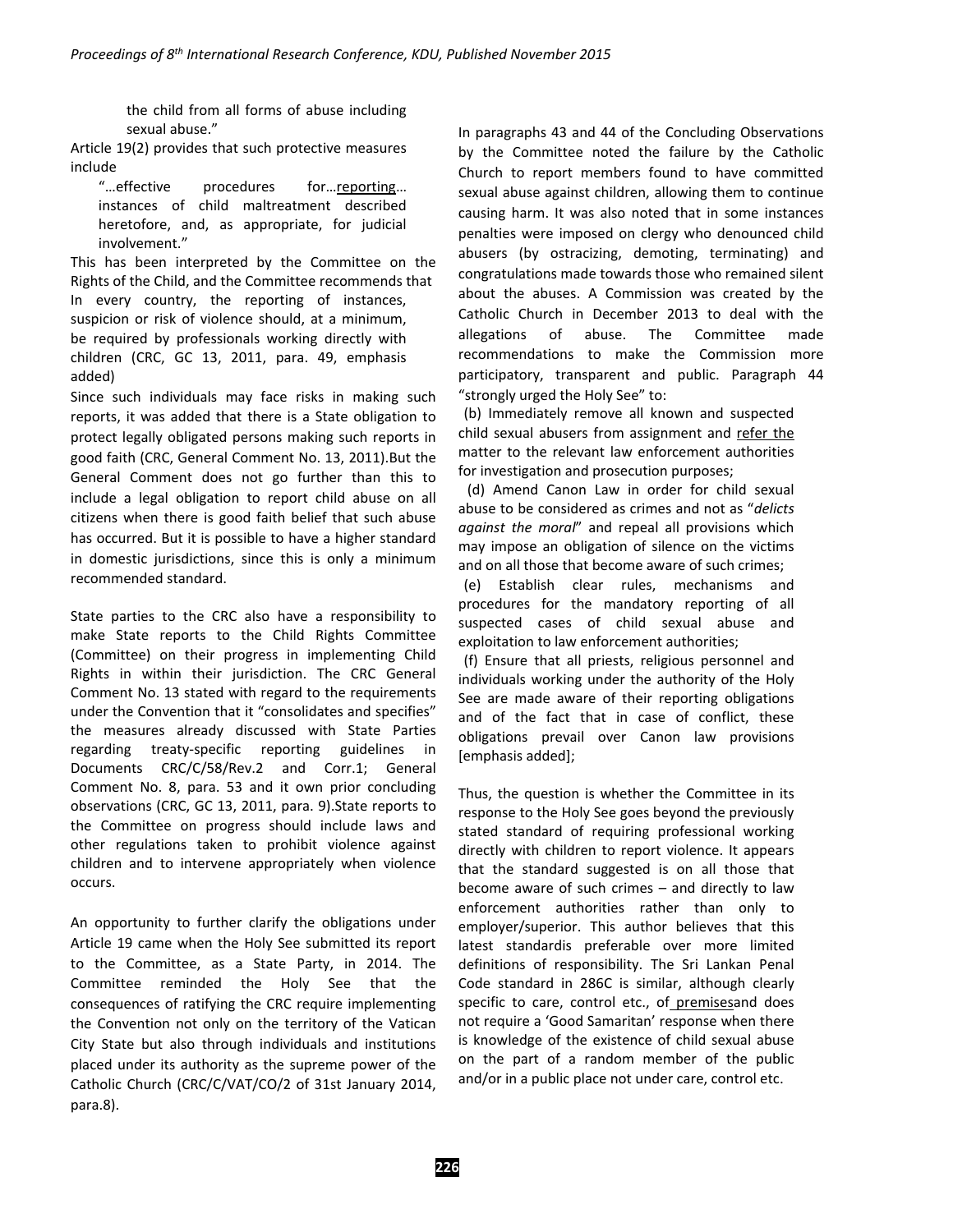the child from all forms of abuse including sexual abuse."

Article 19(2) provides that such protective measures include

> "…effective procedures for…<u>reporting</u>… instances of child maltreatment described heretofore, and, as appropriate, for judicial involvement."

This has been interpreted by the Committee on the Rights of the Child, and the Committee recommends that In every country, the reporting of instances, suspicion or risk of violence should, at a minimum, be required by professionals working directly with children (CRC, GC 13, 2011, para. 49, emphasis added)

Since such individuals may face risks in making such reports, it was added that there is a State obligation to protect legally obligated persons making such reports in good faith (CRC, General Comment No. 13, 2011).But the General Comment does not go further than this to include a legal obligation to report child abuse on all citizens when there is good faith belief that such abuse has occurred. But it is possible to have a higher standard in domestic jurisdictions, since this is only a minimum recommended standard.

State parties to the CRC also have a responsibility to make State reports to the Child Rights Committee (Committee) on their progress in implementing Child Rights in within their jurisdiction. The CRC General Comment No. 13 stated with regard to the requirements under the Convention that it "consolidates and specifies" the measures already discussed with State Parties regarding treaty-specific reporting guidelines in Documents CRC/C/58/Rev.2 and Corr.1; General Comment No. 8, para. 53 and it own prior concluding observations (CRC, GC 13, 2011, para. 9).State reports to the Committee on progress should include laws and other regulations taken to prohibit violence against children and to intervene appropriately when violence occurs.

An opportunity to further clarify the obligations under Article 19 came when the Holy See submitted its report to the Committee, as a State Party, in 2014. The Committee reminded the Holy See that the consequences of ratifying the CRC require implementing the Convention not only on the territory of the Vatican City State but also through individuals and institutions placed under its authority as the supreme power of the Catholic Church (CRC/C/VAT/CO/2 of 31st January 2014, para.8).

In paragraphs 43 and 44 of the Concluding Observations by the Committee noted the failure by the Catholic Church to report members found to have committed sexual abuse against children, allowing them to continue causing harm. It was also noted that in some instances penalties were imposed on clergy who denounced child abusers (by ostracizing, demoting, terminating) and congratulations made towards those who remained silent about the abuses. A Commission was created by the Catholic Church in December 2013 to deal with the allegations of abuse. The Committee made recommendations to make the Commission more participatory, transparent and public. Paragraph 44 "strongly urged the Holy See" to:

(b) Immediately remove all known and suspected child sexual abusers from assignment and <u>refer the</u> matter to the relevant law enforcement authorities for investigation and prosecution purposes;

(d) Amend Canon Law in order for child sexual abuse to be considered as crimes and not as "*delicts against the moral*" and repeal all provisions which may impose an obligation of silence on the victims and on all those that become aware of such crimes;

(e) Establish clear rules, mechanisms and procedures for the mandatory reporting of all suspected cases of child sexual abuse and exploitation to law enforcement authorities;

(f) Ensure that all priests, religious personnel and individuals working under the authority of the Holy See are made aware of their reporting obligations and of the fact that in case of conflict, these obligations prevail over Canon law provisions [emphasis added];

Thus, the question is whether the Committee in its response to the Holy See goes beyond the previously stated standard of requiring professional working directly with children to report violence. It appears that the standard suggested is on all those that become aware of such crimes – and directly to law enforcement authorities rather than only to employer/superior. This author believes that this latest standardis preferable over more limited definitions of responsibility. The Sri Lankan Penal Code standard in 286C is similar, although clearly specific to care, control etc., of <u>premises</u>and does not require a 'Good Samaritan' response when there is knowledge of the existence of child sexual abuse on the part of a random member of the public and/or in a public place not under care, control etc.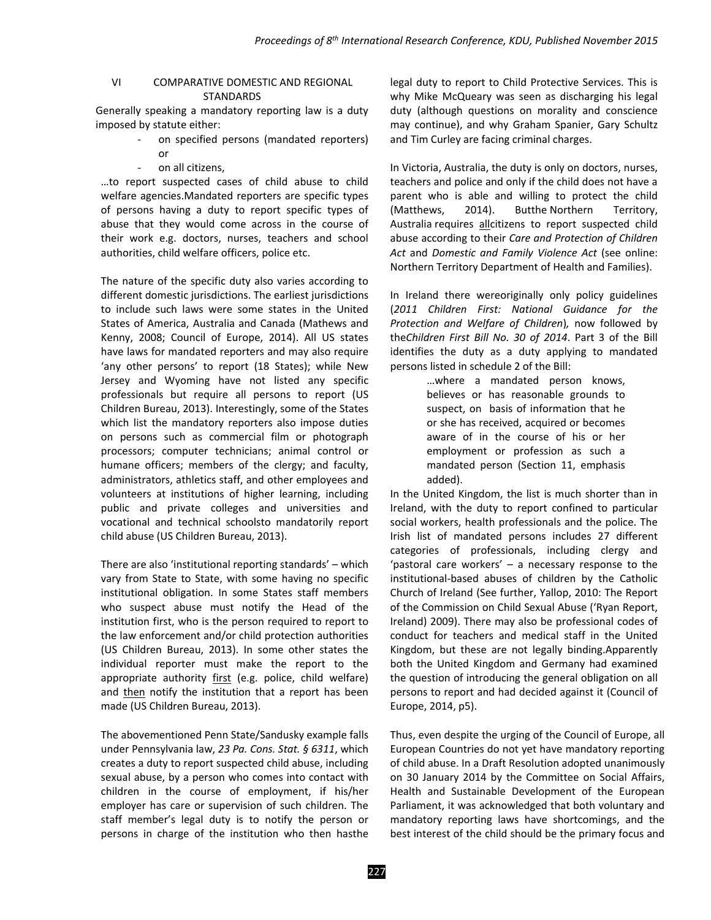## VI COMPARATIVE DOMESTIC AND REGIONAL STANDARDS

Generally speaking a mandatory reporting law is a duty imposed by statute either:

- on specified persons (mandated reporters) or
- on all citizens,

…to report suspected cases of child abuse to child welfare agencies.Mandated reporters are specific types of persons having a duty to report specific types of abuse that they would come across in the course of their work e.g. doctors, nurses, teachers and school authorities, child welfare officers, police etc.

The nature of the specific duty also varies according to different domestic jurisdictions. The earliest jurisdictions to include such laws were some states in the United States of America, Australia and Canada (Mathews and Kenny, 2008; Council of Europe, 2014). All US states have laws for mandated reporters and may also require 'any other persons' to report (18 States); while New Jersey and Wyoming have not listed any specific professionals but require all persons to report (US Children Bureau, 2013). Interestingly, some of the States which list the mandatory reporters also impose duties on persons such as commercial film or photograph processors; computer technicians; animal control or humane officers; members of the clergy; and faculty, administrators, athletics staff, and other employees and volunteers at institutions of higher learning, including public and private colleges and universities and vocational and technical schoolsto mandatorily report child abuse (US Children Bureau, 2013).

There are also 'institutional reporting standards' – which vary from State to State, with some having no specific institutional obligation. In some States staff members who suspect abuse must notify the Head of the institution first, who is the person required to report to the law enforcement and/or child protection authorities (US Children Bureau, 2013). In some other states the individual reporter must make the report to the appropriate authority <u>first</u> (e.g. police, child welfare) and <u>then</u> notify the institution that a report has been made (US Children Bureau, 2013).

The abovementioned Penn State/Sandusky example falls under Pennsylvania law, *23 Pa. Cons. Stat. § 6311*, which creates a duty to report suspected child abuse, including sexual abuse, by a person who comes into contact with children in the course of employment, if his/her employer has care or supervision of such children. The staff member's legal duty is to notify the person or persons in charge of the institution who then hasthe legal duty to report to Child Protective Services. This is why Mike McQueary was seen as discharging his legal duty (although questions on morality and conscience may continue), and why Graham Spanier, Gary Schultz and Tim Curley are facing criminal charges.

In Victoria, Australia, the duty is only on doctors, nurses, teachers and police and only if the child does not have a parent who is able and willing to protect the child (Matthews, 2014). Butthe Northern Territory, Australia requires <u>all</u>citizens to report suspected child abuse according to their *Care and Protection of Children Act* and *Domestic and Family Violence Act* (see online: Northern Territory Department of Health and Families).

In Ireland there wereoriginally only policy guidelines (*2011 Children First: National Guidance for the Protection and Welfare of Children*), now followed by the*Children First Bill No. 30 of 2014*. Part 3 of the Bill identifies the duty as a duty applying to mandated persons listed in schedule 2 of the Bill:

> …where a mandated person knows, believes or has reasonable grounds to suspect, on basis of information that he or she has received, acquired or becomes aware of in the course of his or her employment or profession as such a mandated person (Section 11, emphasis added).

In the United Kingdom, the list is much shorter than in Ireland, with the duty to report confined to particular social workers, health professionals and the police. The Irish list of mandated persons includes 27 different categories of professionals, including clergy and 'pastoral care workers' – a necessary response to the institutional-based abuses of children by the Catholic Church of Ireland (See further, Yallop, 2010: The Report of the Commission on Child Sexual Abuse ('Ryan Report, Ireland) 2009). There may also be professional codes of conduct for teachers and medical staff in the United Kingdom, but these are not legally binding.Apparently both the United Kingdom and Germany had examined the question of introducing the general obligation on all persons to report and had decided against it (Council of Europe, 2014, p5).

Thus, even despite the urging of the Council of Europe, all European Countries do not yet have mandatory reporting of child abuse. In a Draft Resolution adopted unanimously on 30 January 2014 by the Committee on Social Affairs, Health and Sustainable Development of the European Parliament, it was acknowledged that both voluntary and mandatory reporting laws have shortcomings, and the best interest of the child should be the primary focus and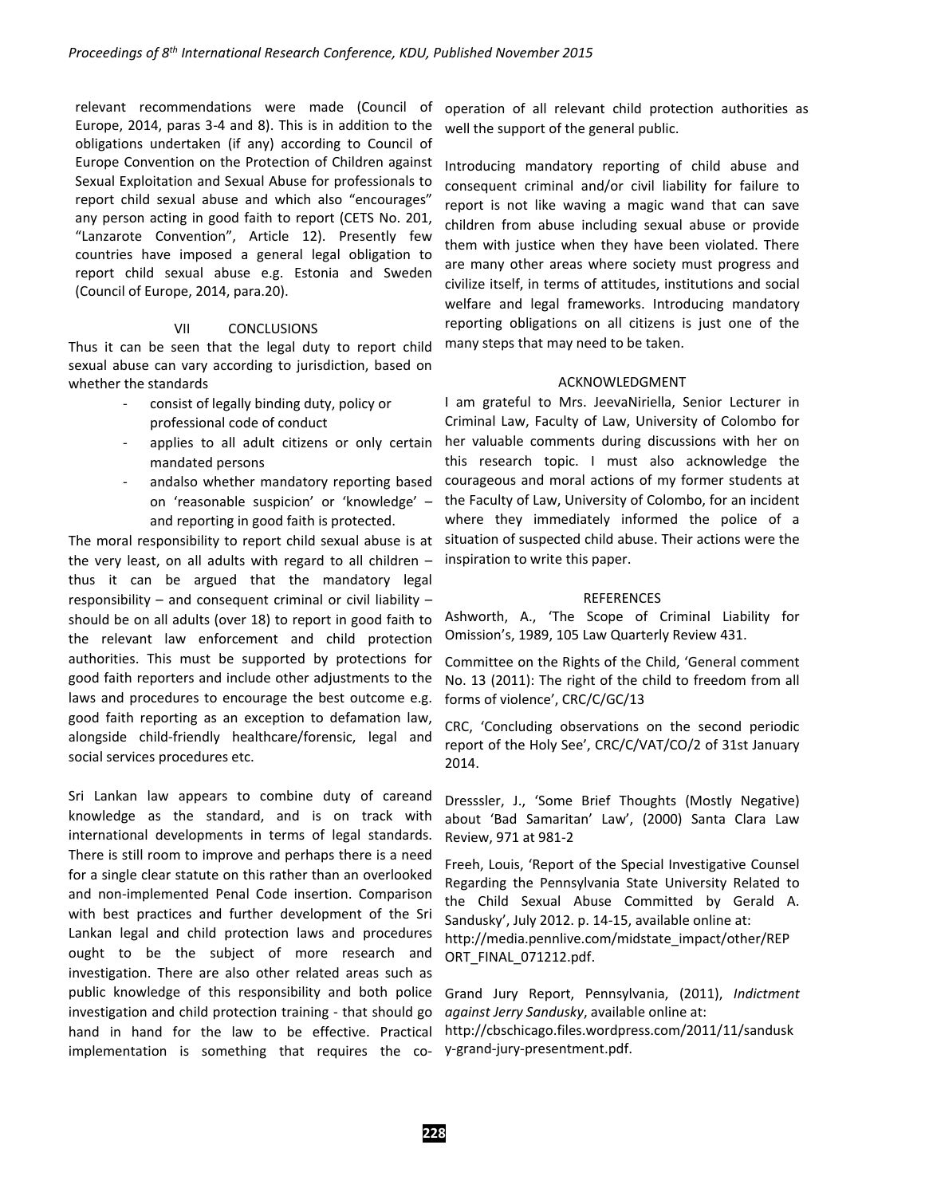relevant recommendations were made (Council of Europe, 2014, paras 3-4 and 8). This is in addition to the obligations undertaken (if any) according to Council of Europe Convention on the Protection of Children against Sexual Exploitation and Sexual Abuse for professionals to report child sexual abuse and which also "encourages" any person acting in good faith to report (CETS No. 201, "Lanzarote Convention", Article 12). Presently few countries have imposed a general legal obligation to report child sexual abuse e.g. Estonia and Sweden (Council of Europe, 2014, para.20).

## VII CONCLUSIONS

Thus it can be seen that the legal duty to report child sexual abuse can vary according to jurisdiction, based on whether the standards

- consist of legally binding duty, policy or professional code of conduct
- applies to all adult citizens or only certain mandated persons
- andalso whether mandatory reporting based on 'reasonable suspicion' or 'knowledge' – and reporting in good faith is protected.

The moral responsibility to report child sexual abuse is at the very least, on all adults with regard to all children – thus it can be argued that the mandatory legal responsibility – and consequent criminal or civil liability – should be on all adults (over 18) to report in good faith to the relevant law enforcement and child protection authorities. This must be supported by protections for good faith reporters and include other adjustments to the laws and procedures to encourage the best outcome e.g. good faith reporting as an exception to defamation law, alongside child-friendly healthcare/forensic, legal and social services procedures etc.

Sri Lankan law appears to combine duty of careand knowledge as the standard, and is on track with international developments in terms of legal standards. There is still room to improve and perhaps there is a need for a single clear statute on this rather than an overlooked and non-implemented Penal Code insertion. Comparison with best practices and further development of the Sri Lankan legal and child protection laws and procedures ought to be the subject of more research and investigation. There are also other related areas such as public knowledge of this responsibility and both police investigation and child protection training - that should go hand in hand for the law to be effective. Practical implementation is something that requires the co-operation of all relevant child protection authorities as well the support of the general public.

Introducing mandatory reporting of child abuse and consequent criminal and/or civil liability for failure to report is not like waving a magic wand that can save children from abuse including sexual abuse or provide them with justice when they have been violated. There are many other areas where society must progress and civilize itself, in terms of attitudes, institutions and social welfare and legal frameworks. Introducing mandatory reporting obligations on all citizens is just one of the many steps that may need to be taken.

## ACKNOWLEDGMENT

I am grateful to Mrs. JeevaNiriella, Senior Lecturer in Criminal Law, Faculty of Law, University of Colombo for her valuable comments during discussions with her on this research topic. I must also acknowledge the courageous and moral actions of my former students at the Faculty of Law, University of Colombo, for an incident where they immediately informed the police of a situation of suspected child abuse. Their actions were the inspiration to write this paper.

## REFERENCES

Ashworth, A., 'The Scope of Criminal Liability for Omission's, 1989, 105 Law Quarterly Review 431.

Committee on the Rights of the Child, 'General comment No. 13 (2011): The right of the child to freedom from all forms of violence', CRC/C/GC/13

CRC, 'Concluding observations on the second periodic report of the Holy See', CRC/C/VAT/CO/2 of 31st January 2014.

Dresssler, J., 'Some Brief Thoughts (Mostly Negative) about 'Bad Samaritan' Law', (2000) Santa Clara Law Review, 971 at 981-2

Freeh, Louis, 'Report of the Special Investigative Counsel Regarding the Pennsylvania State University Related to the Child Sexual Abuse Committed by Gerald A. Sandusky', July 2012. p. 14-15, available online at: http://media.pennlive.com/midstate_impact/other/REPORT_FINAL_071212.pdf.

Grand Jury Report, Pennsylvania, (2011), *Indictment against Jerry Sandusky*, available online at: http://cbschicago.files.wordpress.com/2011/11/sandusky-grand-jury-presentment.pdf.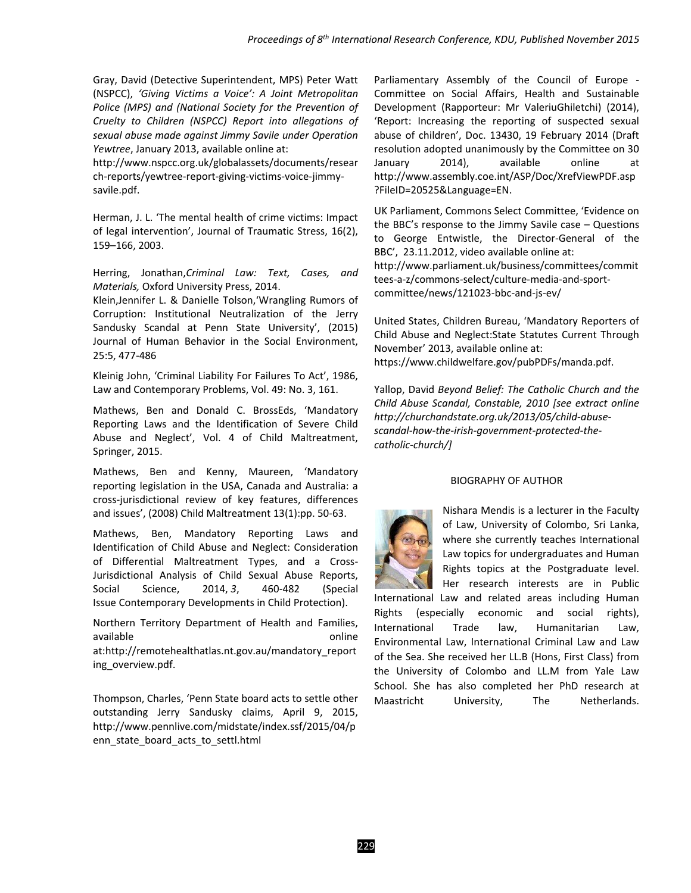Gray, David (Detective Superintendent, MPS) Peter Watt (NSPCC), *'Giving Victims a Voice': A Joint Metropolitan Police (MPS) and (National Society for the Prevention of Cruelty to Children (NSPCC) Report into allegations of sexual abuse made against Jimmy Savile under Operation Yewtree*, January 2013, available online at: http://www.nspcc.org.uk/globalassets/documents/research-reports/yewtree-report-giving-victims-voice-jimmy-savile.pdf.

Herman, J. L. 'The mental health of crime victims: Impact of legal intervention', Journal of Traumatic Stress, 16(2), 159–166, 2003.

Herring, Jonathan,*Criminal Law: Text, Cases, and Materials,* Oxford University Press, 2014.

Klein,Jennifer L. & Danielle Tolson,'Wrangling Rumors of Corruption: Institutional Neutralization of the Jerry Sandusky Scandal at Penn State University', (2015) Journal of Human Behavior in the Social Environment, 25:5, 477-486

Kleinig John, 'Criminal Liability For Failures To Act', 1986, Law and Contemporary Problems, Vol. 49: No. 3, 161.

Mathews, Ben and Donald C. BrossEds, 'Mandatory Reporting Laws and the Identification of Severe Child Abuse and Neglect', Vol. 4 of Child Maltreatment, Springer, 2015.

Mathews, Ben and Kenny, Maureen, 'Mandatory reporting legislation in the USA, Canada and Australia: a cross-jurisdictional review of key features, differences and issues', (2008) Child Maltreatment 13(1):pp. 50-63.

Mathews, Ben, Mandatory Reporting Laws and Identification of Child Abuse and Neglect: Consideration of Differential Maltreatment Types, and a Cross-Jurisdictional Analysis of Child Sexual Abuse Reports, Social Science, 2014, *3*, 460-482 (Special Issue Contemporary Developments in Child Protection).

Northern Territory Department of Health and Families, available online at:http://remotehealthatlas.nt.gov.au/mandatory_reporting_overview.pdf.

Thompson, Charles, 'Penn State board acts to settle other outstanding Jerry Sandusky claims, April 9, 2015, http://www.pennlive.com/midstate/index.ssf/2015/04/penn_state_board_acts_to_settl.html

Parliamentary Assembly of the Council of Europe - Committee on Social Affairs, Health and Sustainable Development (Rapporteur: Mr ValeriuGhiletchi) (2014), 'Report: Increasing the reporting of suspected sexual abuse of children', Doc. 13430, 19 February 2014 (Draft resolution adopted unanimously by the Committee on 30 January 2014), available online at http://www.assembly.coe.int/ASP/Doc/XrefViewPDF.asp?FileID=20525&Language=EN.

UK Parliament, Commons Select Committee, 'Evidence on the BBC's response to the Jimmy Savile case – Questions to George Entwistle, the Director-General of the BBC', 23.11.2012, video available online at: http://www.parliament.uk/business/committees/committees-a-z/commons-select/culture-media-and-sport-committee/news/121023-bbc-and-js-ev/

United States, Children Bureau, 'Mandatory Reporters of Child Abuse and Neglect:State Statutes Current Through November' 2013, available online at: https://www.childwelfare.gov/pubPDFs/manda.pdf.

Yallop, David *Beyond Belief: The Catholic Church and the Child Abuse Scandal, Constable, 2010 [see extract online http://churchandstate.org.uk/2013/05/child-abuse-scandal-how-the-irish-government-protected-the-catholic-church/]*

## BIOGRAPHY OF AUTHOR

Nishara Mendis is a lecturer in the Faculty of Law, University of Colombo, Sri Lanka, where she currently teaches International Law topics for undergraduates and Human Rights topics at the Postgraduate level. Her research interests are in Public International Law and related areas including Human Rights (especially economic and social rights), International Trade law, Humanitarian Law, Environmental Law, International Criminal Law and Law of the Sea. She received her LL.B (Hons, First Class) from the University of Colombo and LL.M from Yale Law School. She has also completed her PhD research at Maastricht University, The Netherlands.